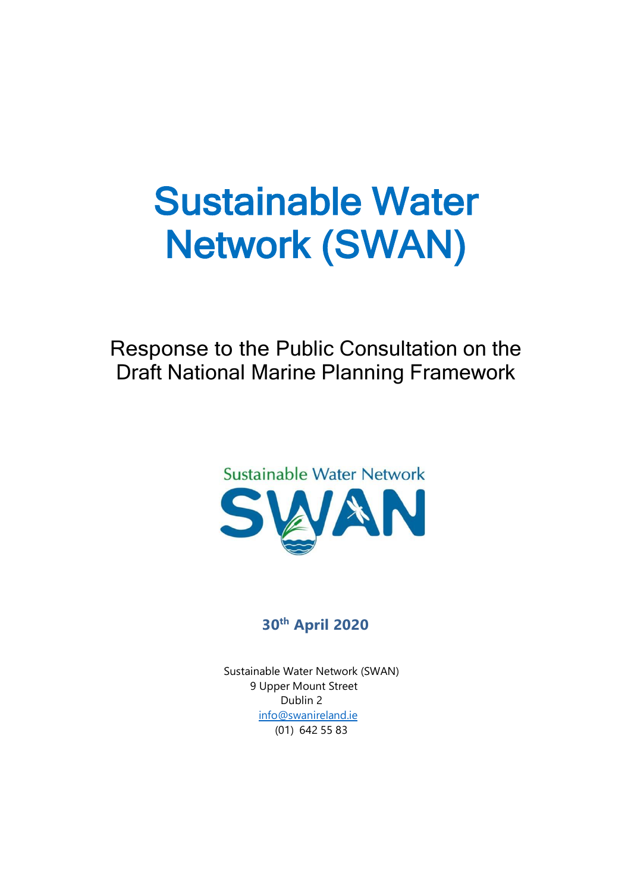# Sustainable Water Network (SWAN)

Response to the Public Consultation on the Draft National Marine Planning Framework

Sustainable Water Network

SWAN

**30th April 2020**

Sustainable Water Network (SWAN)
9 Upper Mount Street
Dublin 2
info@swanireland.ie
(01) 642 55 83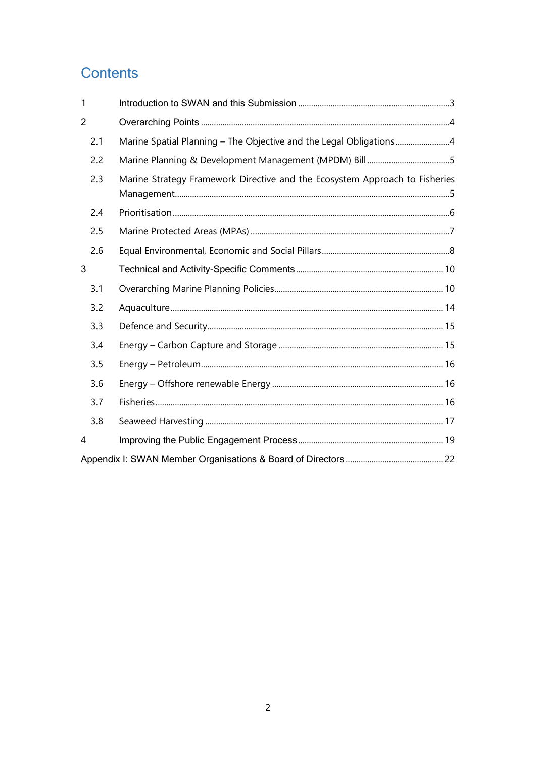# Contents

1 Introduction to SWAN and this Submission ... 3

2 Overarching Points ... 4

- 2.1 Marine Spatial Planning – The Objective and the Legal Obligations ... 4
- 2.2 Marine Planning & Development Management (MPDM) Bill ... 5
- 2.3 Marine Strategy Framework Directive and the Ecosystem Approach to Fisheries Management ... 5
- 2.4 Prioritisation ... 6
- 2.5 Marine Protected Areas (MPAs) ... 7
- 2.6 Equal Environmental, Economic and Social Pillars ... 8

3 Technical and Activity-Specific Comments ... 10

- 3.1 Overarching Marine Planning Policies ... 10
- 3.2 Aquaculture ... 14
- 3.3 Defence and Security ... 15
- 3.4 Energy – Carbon Capture and Storage ... 15
- 3.5 Energy – Petroleum ... 16
- 3.6 Energy – Offshore renewable Energy ... 16
- 3.7 Fisheries ... 16
- 3.8 Seaweed Harvesting ... 17

4 Improving the Public Engagement Process ... 19

Appendix I: SWAN Member Organisations & Board of Directors ... 22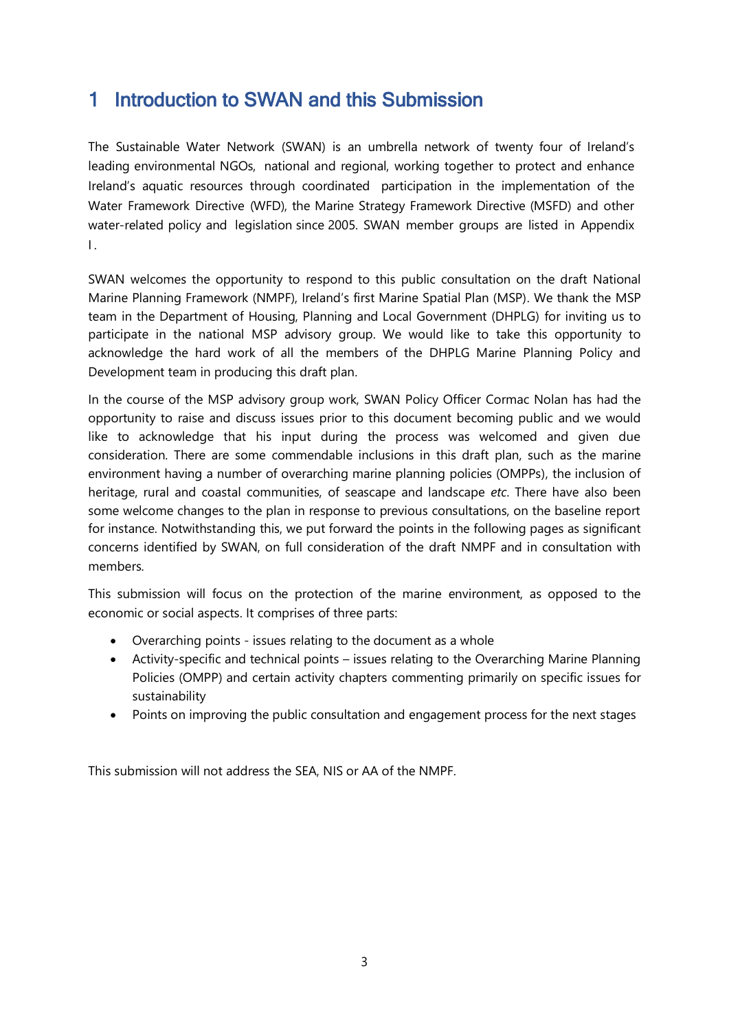# 1 Introduction to SWAN and this Submission

The Sustainable Water Network (SWAN) is an umbrella network of twenty four of Ireland's leading environmental NGOs, national and regional, working together to protect and enhance Ireland's aquatic resources through coordinated participation in the implementation of the Water Framework Directive (WFD), the Marine Strategy Framework Directive (MSFD) and other water-related policy and legislation since 2005. SWAN member groups are listed in Appendix I.

SWAN welcomes the opportunity to respond to this public consultation on the draft National Marine Planning Framework (NMPF), Ireland's first Marine Spatial Plan (MSP). We thank the MSP team in the Department of Housing, Planning and Local Government (DHPLG) for inviting us to participate in the national MSP advisory group. We would like to take this opportunity to acknowledge the hard work of all the members of the DHPLG Marine Planning Policy and Development team in producing this draft plan.

In the course of the MSP advisory group work, SWAN Policy Officer Cormac Nolan has had the opportunity to raise and discuss issues prior to this document becoming public and we would like to acknowledge that his input during the process was welcomed and given due consideration. There are some commendable inclusions in this draft plan, such as the marine environment having a number of overarching marine planning policies (OMPPs), the inclusion of heritage, rural and coastal communities, of seascape and landscape *etc*. There have also been some welcome changes to the plan in response to previous consultations, on the baseline report for instance. Notwithstanding this, we put forward the points in the following pages as significant concerns identified by SWAN, on full consideration of the draft NMPF and in consultation with members.

This submission will focus on the protection of the marine environment, as opposed to the economic or social aspects. It comprises of three parts:

- Overarching points - issues relating to the document as a whole
- Activity-specific and technical points – issues relating to the Overarching Marine Planning Policies (OMPP) and certain activity chapters commenting primarily on specific issues for sustainability
- Points on improving the public consultation and engagement process for the next stages

This submission will not address the SEA, NIS or AA of the NMPF.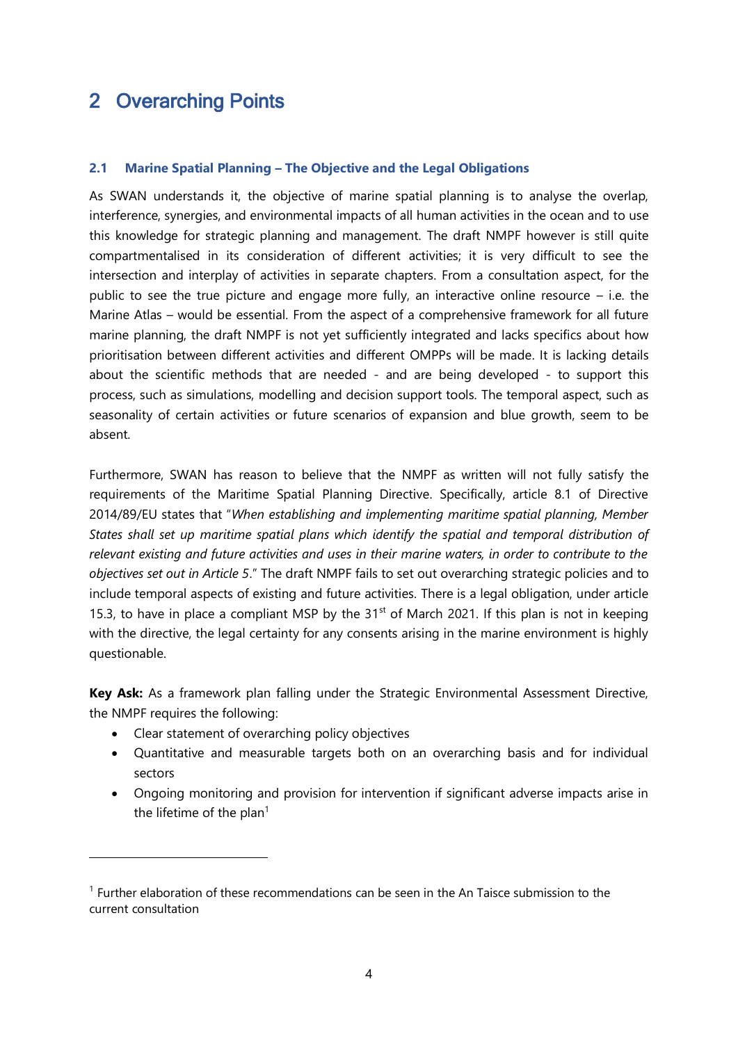# 2 Overarching Points

### 2.1 Marine Spatial Planning – The Objective and the Legal Obligations

As SWAN understands it, the objective of marine spatial planning is to analyse the overlap, interference, synergies, and environmental impacts of all human activities in the ocean and to use this knowledge for strategic planning and management. The draft NMPF however is still quite compartmentalised in its consideration of different activities; it is very difficult to see the intersection and interplay of activities in separate chapters. From a consultation aspect, for the public to see the true picture and engage more fully, an interactive online resource – i.e. the Marine Atlas – would be essential. From the aspect of a comprehensive framework for all future marine planning, the draft NMPF is not yet sufficiently integrated and lacks specifics about how prioritisation between different activities and different OMPPs will be made. It is lacking details about the scientific methods that are needed - and are being developed - to support this process, such as simulations, modelling and decision support tools. The temporal aspect, such as seasonality of certain activities or future scenarios of expansion and blue growth, seem to be absent.

Furthermore, SWAN has reason to believe that the NMPF as written will not fully satisfy the requirements of the Maritime Spatial Planning Directive. Specifically, article 8.1 of Directive 2014/89/EU states that "*When establishing and implementing maritime spatial planning, Member States shall set up maritime spatial plans which identify the spatial and temporal distribution of relevant existing and future activities and uses in their marine waters, in order to contribute to the objectives set out in Article 5*." The draft NMPF fails to set out overarching strategic policies and to include temporal aspects of existing and future activities. There is a legal obligation, under article 15.3, to have in place a compliant MSP by the 31st of March 2021. If this plan is not in keeping with the directive, the legal certainty for any consents arising in the marine environment is highly questionable.

**Key Ask:** As a framework plan falling under the Strategic Environmental Assessment Directive, the NMPF requires the following:

- Clear statement of overarching policy objectives
- Quantitative and measurable targets both on an overarching basis and for individual sectors
- Ongoing monitoring and provision for intervention if significant adverse impacts arise in the lifetime of the plan[1]

[1] Further elaboration of these recommendations can be seen in the An Taisce submission to the current consultation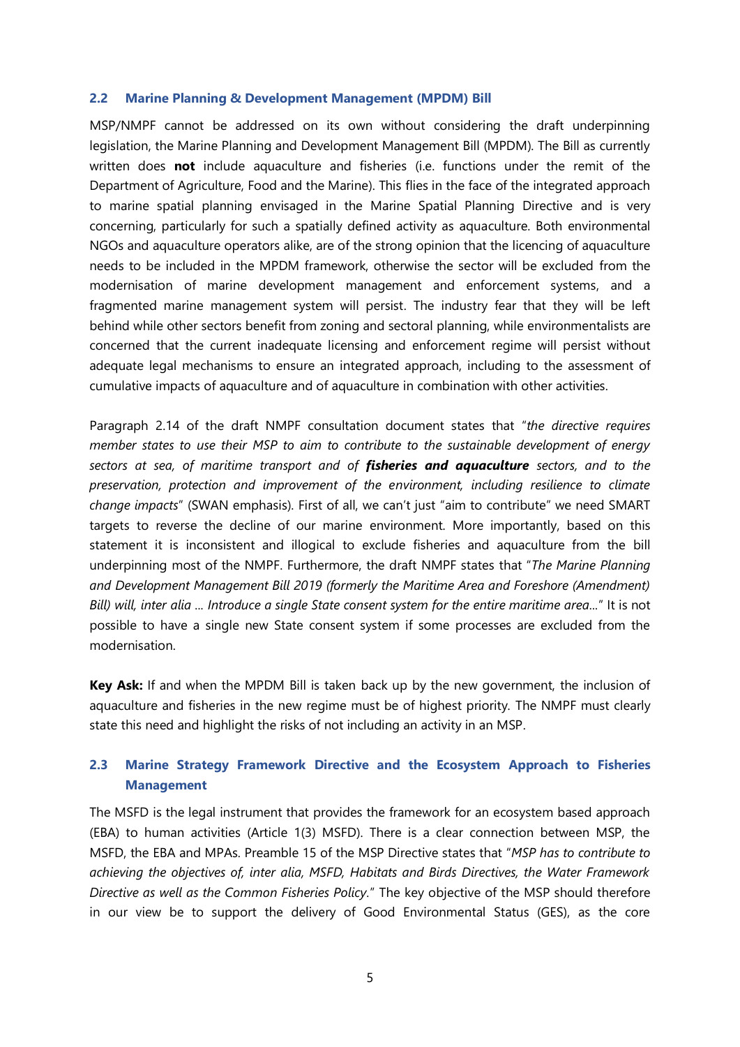### 2.2 Marine Planning & Development Management (MPDM) Bill

MSP/NMPF cannot be addressed on its own without considering the draft underpinning legislation, the Marine Planning and Development Management Bill (MPDM). The Bill as currently written does **not** include aquaculture and fisheries (i.e. functions under the remit of the Department of Agriculture, Food and the Marine). This flies in the face of the integrated approach to marine spatial planning envisaged in the Marine Spatial Planning Directive and is very concerning, particularly for such a spatially defined activity as aquaculture. Both environmental NGOs and aquaculture operators alike, are of the strong opinion that the licencing of aquaculture needs to be included in the MPDM framework, otherwise the sector will be excluded from the modernisation of marine development management and enforcement systems, and a fragmented marine management system will persist. The industry fear that they will be left behind while other sectors benefit from zoning and sectoral planning, while environmentalists are concerned that the current inadequate licensing and enforcement regime will persist without adequate legal mechanisms to ensure an integrated approach, including to the assessment of cumulative impacts of aquaculture and of aquaculture in combination with other activities.

Paragraph 2.14 of the draft NMPF consultation document states that "*the directive requires member states to use their MSP to aim to contribute to the sustainable development of energy sectors at sea, of maritime transport and of* ***fisheries and aquaculture*** *sectors, and to the preservation, protection and improvement of the environment, including resilience to climate change impacts*" (SWAN emphasis). First of all, we can't just "aim to contribute" we need SMART targets to reverse the decline of our marine environment. More importantly, based on this statement it is inconsistent and illogical to exclude fisheries and aquaculture from the bill underpinning most of the NMPF. Furthermore, the draft NMPF states that "*The Marine Planning and Development Management Bill 2019 (formerly the Maritime Area and Foreshore (Amendment) Bill) will, inter alia ... Introduce a single State consent system for the entire maritime area*..." It is not possible to have a single new State consent system if some processes are excluded from the modernisation.

**Key Ask:** If and when the MPDM Bill is taken back up by the new government, the inclusion of aquaculture and fisheries in the new regime must be of highest priority. The NMPF must clearly state this need and highlight the risks of not including an activity in an MSP.

### 2.3 Marine Strategy Framework Directive and the Ecosystem Approach to Fisheries Management

The MSFD is the legal instrument that provides the framework for an ecosystem based approach (EBA) to human activities (Article 1(3) MSFD). There is a clear connection between MSP, the MSFD, the EBA and MPAs. Preamble 15 of the MSP Directive states that "*MSP has to contribute to achieving the objectives of, inter alia, MSFD, Habitats and Birds Directives, the Water Framework Directive as well as the Common Fisheries Policy.*" The key objective of the MSP should therefore in our view be to support the delivery of Good Environmental Status (GES), as the core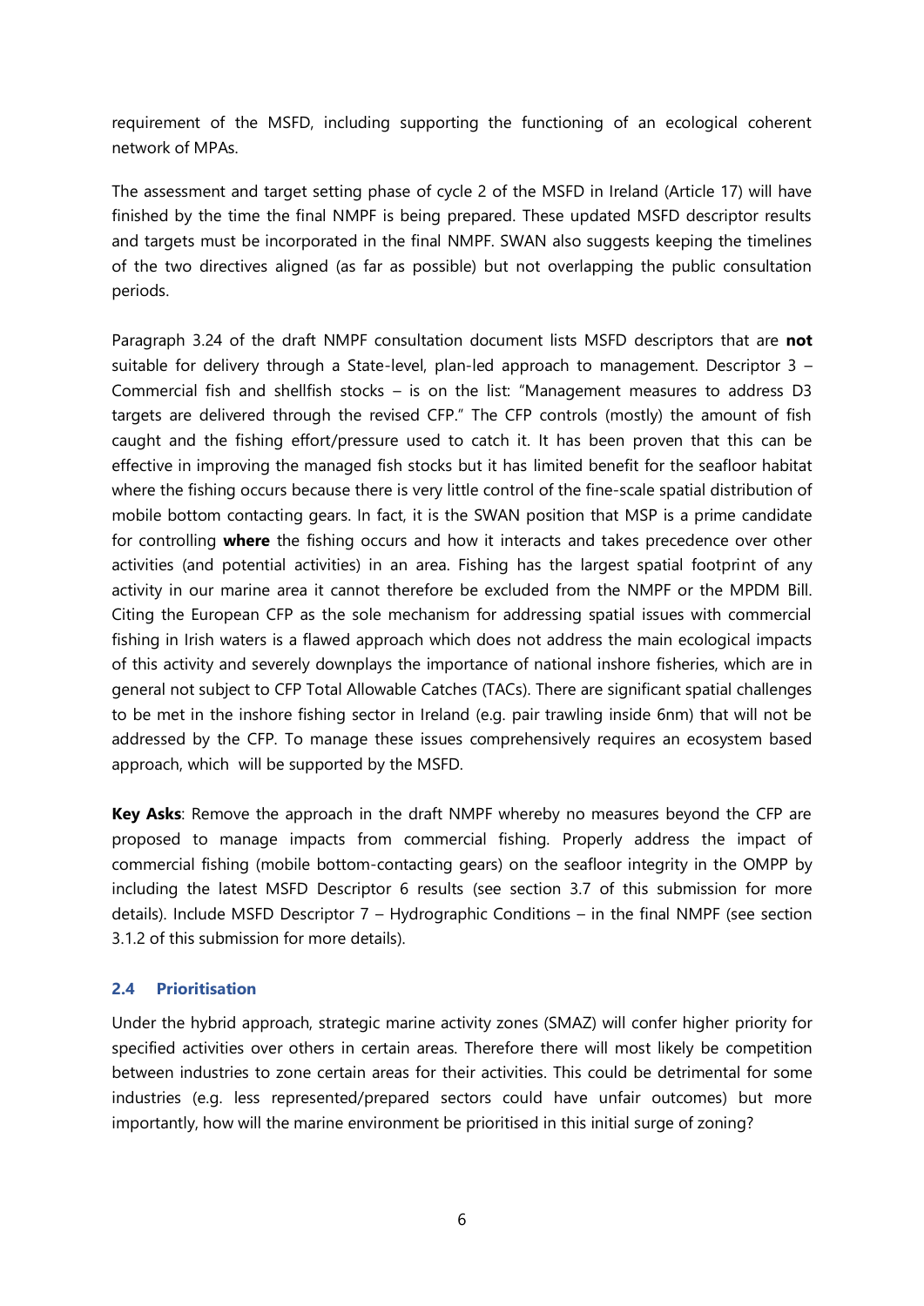requirement of the MSFD, including supporting the functioning of an ecological coherent network of MPAs.

The assessment and target setting phase of cycle 2 of the MSFD in Ireland (Article 17) will have finished by the time the final NMPF is being prepared. These updated MSFD descriptor results and targets must be incorporated in the final NMPF. SWAN also suggests keeping the timelines of the two directives aligned (as far as possible) but not overlapping the public consultation periods.

Paragraph 3.24 of the draft NMPF consultation document lists MSFD descriptors that are **not** suitable for delivery through a State-level, plan-led approach to management. Descriptor 3 – Commercial fish and shellfish stocks – is on the list: "Management measures to address D3 targets are delivered through the revised CFP." The CFP controls (mostly) the amount of fish caught and the fishing effort/pressure used to catch it. It has been proven that this can be effective in improving the managed fish stocks but it has limited benefit for the seafloor habitat where the fishing occurs because there is very little control of the fine-scale spatial distribution of mobile bottom contacting gears. In fact, it is the SWAN position that MSP is a prime candidate for controlling **where** the fishing occurs and how it interacts and takes precedence over other activities (and potential activities) in an area. Fishing has the largest spatial footprint of any activity in our marine area it cannot therefore be excluded from the NMPF or the MPDM Bill. Citing the European CFP as the sole mechanism for addressing spatial issues with commercial fishing in Irish waters is a flawed approach which does not address the main ecological impacts of this activity and severely downplays the importance of national inshore fisheries, which are in general not subject to CFP Total Allowable Catches (TACs). There are significant spatial challenges to be met in the inshore fishing sector in Ireland (e.g. pair trawling inside 6nm) that will not be addressed by the CFP. To manage these issues comprehensively requires an ecosystem based approach, which will be supported by the MSFD.

**Key Asks**: Remove the approach in the draft NMPF whereby no measures beyond the CFP are proposed to manage impacts from commercial fishing. Properly address the impact of commercial fishing (mobile bottom-contacting gears) on the seafloor integrity in the OMPP by including the latest MSFD Descriptor 6 results (see section 3.7 of this submission for more details). Include MSFD Descriptor 7 – Hydrographic Conditions – in the final NMPF (see section 3.1.2 of this submission for more details).

### 2.4 Prioritisation

Under the hybrid approach, strategic marine activity zones (SMAZ) will confer higher priority for specified activities over others in certain areas. Therefore there will most likely be competition between industries to zone certain areas for their activities. This could be detrimental for some industries (e.g. less represented/prepared sectors could have unfair outcomes) but more importantly, how will the marine environment be prioritised in this initial surge of zoning?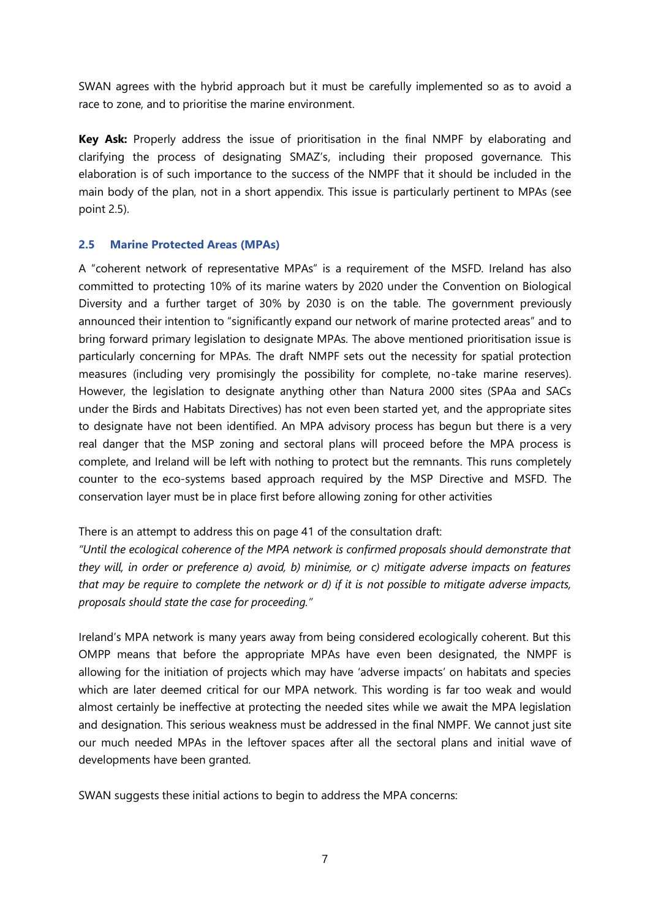SWAN agrees with the hybrid approach but it must be carefully implemented so as to avoid a race to zone, and to prioritise the marine environment.

**Key Ask:** Properly address the issue of prioritisation in the final NMPF by elaborating and clarifying the process of designating SMAZ's, including their proposed governance. This elaboration is of such importance to the success of the NMPF that it should be included in the main body of the plan, not in a short appendix. This issue is particularly pertinent to MPAs (see point 2.5).

### 2.5 Marine Protected Areas (MPAs)

A "coherent network of representative MPAs" is a requirement of the MSFD. Ireland has also committed to protecting 10% of its marine waters by 2020 under the Convention on Biological Diversity and a further target of 30% by 2030 is on the table. The government previously announced their intention to "significantly expand our network of marine protected areas" and to bring forward primary legislation to designate MPAs. The above mentioned prioritisation issue is particularly concerning for MPAs. The draft NMPF sets out the necessity for spatial protection measures (including very promisingly the possibility for complete, no-take marine reserves). However, the legislation to designate anything other than Natura 2000 sites (SPAa and SACs under the Birds and Habitats Directives) has not even been started yet, and the appropriate sites to designate have not been identified. An MPA advisory process has begun but there is a very real danger that the MSP zoning and sectoral plans will proceed before the MPA process is complete, and Ireland will be left with nothing to protect but the remnants. This runs completely counter to the eco-systems based approach required by the MSP Directive and MSFD. The conservation layer must be in place first before allowing zoning for other activities

There is an attempt to address this on page 41 of the consultation draft:
*"Until the ecological coherence of the MPA network is confirmed proposals should demonstrate that they will, in order or preference a) avoid, b) minimise, or c) mitigate adverse impacts on features that may be require to complete the network or d) if it is not possible to mitigate adverse impacts, proposals should state the case for proceeding."*

Ireland's MPA network is many years away from being considered ecologically coherent. But this OMPP means that before the appropriate MPAs have even been designated, the NMPF is allowing for the initiation of projects which may have 'adverse impacts' on habitats and species which are later deemed critical for our MPA network. This wording is far too weak and would almost certainly be ineffective at protecting the needed sites while we await the MPA legislation and designation. This serious weakness must be addressed in the final NMPF. We cannot just site our much needed MPAs in the leftover spaces after all the sectoral plans and initial wave of developments have been granted.

SWAN suggests these initial actions to begin to address the MPA concerns: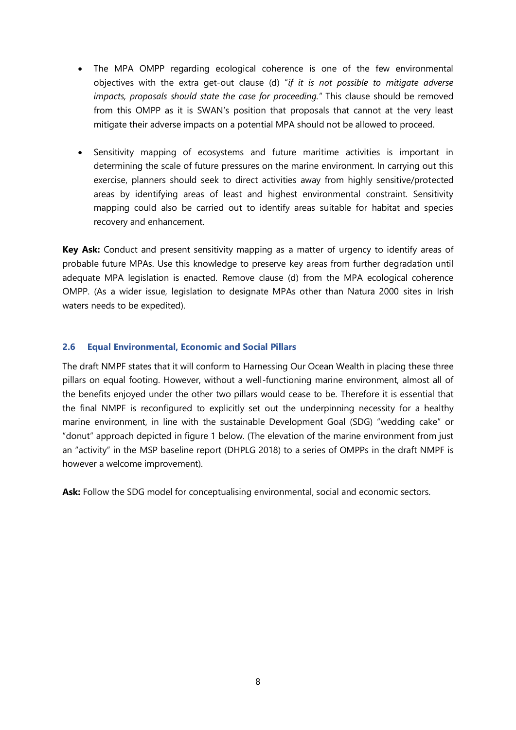- The MPA OMPP regarding ecological coherence is one of the few environmental objectives with the extra get-out clause (d) "*if it is not possible to mitigate adverse impacts, proposals should state the case for proceeding.*" This clause should be removed from this OMPP as it is SWAN's position that proposals that cannot at the very least mitigate their adverse impacts on a potential MPA should not be allowed to proceed.

- Sensitivity mapping of ecosystems and future maritime activities is important in determining the scale of future pressures on the marine environment. In carrying out this exercise, planners should seek to direct activities away from highly sensitive/protected areas by identifying areas of least and highest environmental constraint. Sensitivity mapping could also be carried out to identify areas suitable for habitat and species recovery and enhancement.

**Key Ask:** Conduct and present sensitivity mapping as a matter of urgency to identify areas of probable future MPAs. Use this knowledge to preserve key areas from further degradation until adequate MPA legislation is enacted. Remove clause (d) from the MPA ecological coherence OMPP. (As a wider issue, legislation to designate MPAs other than Natura 2000 sites in Irish waters needs to be expedited).

### 2.6 Equal Environmental, Economic and Social Pillars

The draft NMPF states that it will conform to Harnessing Our Ocean Wealth in placing these three pillars on equal footing. However, without a well-functioning marine environment, almost all of the benefits enjoyed under the other two pillars would cease to be. Therefore it is essential that the final NMPF is reconfigured to explicitly set out the underpinning necessity for a healthy marine environment, in line with the sustainable Development Goal (SDG) "wedding cake" or "donut" approach depicted in figure 1 below. (The elevation of the marine environment from just an "activity" in the MSP baseline report (DHPLG 2018) to a series of OMPPs in the draft NMPF is however a welcome improvement).

**Ask:** Follow the SDG model for conceptualising environmental, social and economic sectors.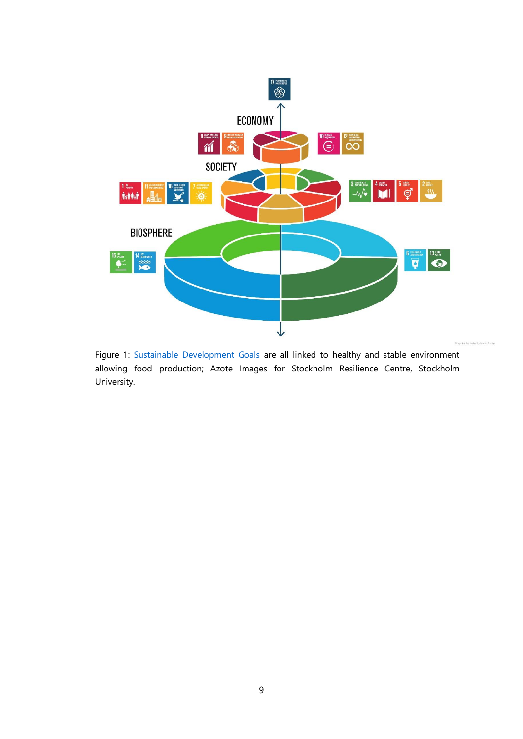Figure 1: Sustainable Development Goals are all linked to healthy and stable environment allowing food production; Azote Images for Stockholm Resilience Centre, Stockholm University.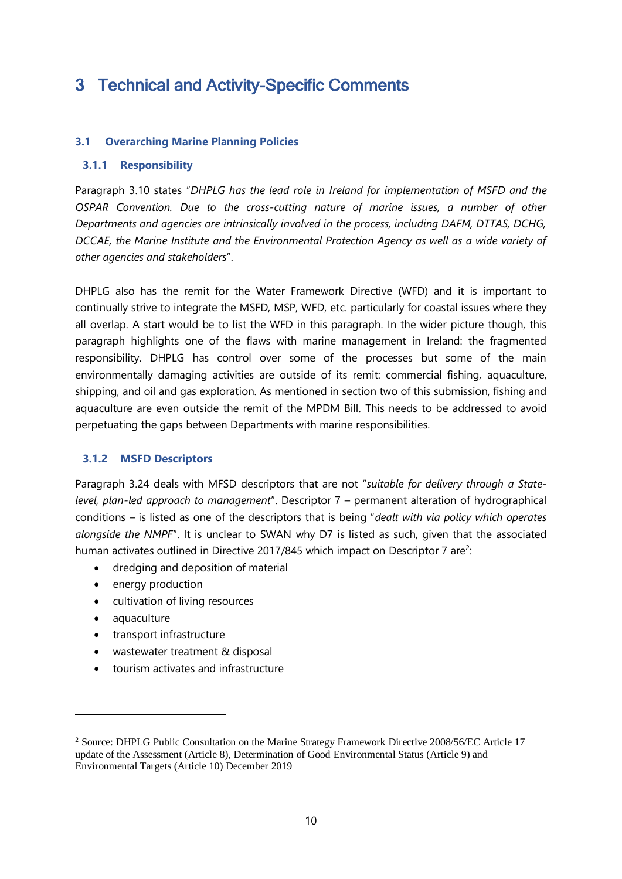# 3 Technical and Activity-Specific Comments

### 3.1 Overarching Marine Planning Policies

#### 3.1.1 Responsibility

Paragraph 3.10 states "*DHPLG has the lead role in Ireland for implementation of MSFD and the OSPAR Convention. Due to the cross-cutting nature of marine issues, a number of other Departments and agencies are intrinsically involved in the process, including DAFM, DTTAS, DCHG, DCCAE, the Marine Institute and the Environmental Protection Agency as well as a wide variety of other agencies and stakeholders*".

DHPLG also has the remit for the Water Framework Directive (WFD) and it is important to continually strive to integrate the MSFD, MSP, WFD, etc. particularly for coastal issues where they all overlap. A start would be to list the WFD in this paragraph. In the wider picture though, this paragraph highlights one of the flaws with marine management in Ireland: the fragmented responsibility. DHPLG has control over some of the processes but some of the main environmentally damaging activities are outside of its remit: commercial fishing, aquaculture, shipping, and oil and gas exploration. As mentioned in section two of this submission, fishing and aquaculture are even outside the remit of the MPDM Bill. This needs to be addressed to avoid perpetuating the gaps between Departments with marine responsibilities.

#### 3.1.2 MSFD Descriptors

Paragraph 3.24 deals with MFSD descriptors that are not "*suitable for delivery through a State-level, plan-led approach to management*". Descriptor 7 – permanent alteration of hydrographical conditions – is listed as one of the descriptors that is being "*dealt with via policy which operates alongside the NMPF*". It is unclear to SWAN why D7 is listed as such, given that the associated human activates outlined in Directive 2017/845 which impact on Descriptor 7 are[2]:

- dredging and deposition of material
- energy production
- cultivation of living resources
- aquaculture
- transport infrastructure
- wastewater treatment & disposal
- tourism activates and infrastructure

[2] Source: DHPLG Public Consultation on the Marine Strategy Framework Directive 2008/56/EC Article 17 update of the Assessment (Article 8), Determination of Good Environmental Status (Article 9) and Environmental Targets (Article 10) December 2019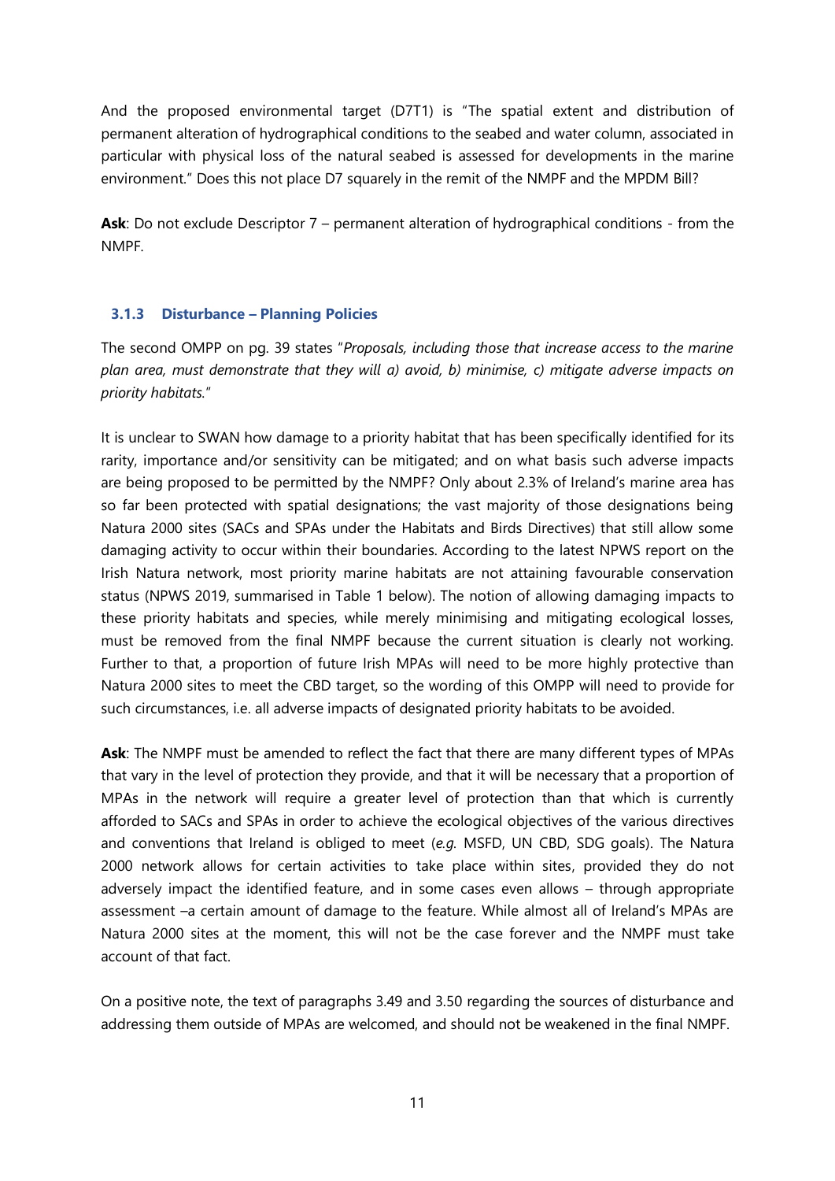And the proposed environmental target (D7T1) is "The spatial extent and distribution of permanent alteration of hydrographical conditions to the seabed and water column, associated in particular with physical loss of the natural seabed is assessed for developments in the marine environment." Does this not place D7 squarely in the remit of the NMPF and the MPDM Bill?

**Ask**: Do not exclude Descriptor 7 – permanent alteration of hydrographical conditions - from the NMPF.

### 3.1.3 Disturbance – Planning Policies

The second OMPP on pg. 39 states "*Proposals, including those that increase access to the marine plan area, must demonstrate that they will a) avoid, b) minimise, c) mitigate adverse impacts on priority habitats.*"

It is unclear to SWAN how damage to a priority habitat that has been specifically identified for its rarity, importance and/or sensitivity can be mitigated; and on what basis such adverse impacts are being proposed to be permitted by the NMPF? Only about 2.3% of Ireland's marine area has so far been protected with spatial designations; the vast majority of those designations being Natura 2000 sites (SACs and SPAs under the Habitats and Birds Directives) that still allow some damaging activity to occur within their boundaries. According to the latest NPWS report on the Irish Natura network, most priority marine habitats are not attaining favourable conservation status (NPWS 2019, summarised in Table 1 below). The notion of allowing damaging impacts to these priority habitats and species, while merely minimising and mitigating ecological losses, must be removed from the final NMPF because the current situation is clearly not working. Further to that, a proportion of future Irish MPAs will need to be more highly protective than Natura 2000 sites to meet the CBD target, so the wording of this OMPP will need to provide for such circumstances, i.e. all adverse impacts of designated priority habitats to be avoided.

**Ask**: The NMPF must be amended to reflect the fact that there are many different types of MPAs that vary in the level of protection they provide, and that it will be necessary that a proportion of MPAs in the network will require a greater level of protection than that which is currently afforded to SACs and SPAs in order to achieve the ecological objectives of the various directives and conventions that Ireland is obliged to meet (*e.g.* MSFD, UN CBD, SDG goals). The Natura 2000 network allows for certain activities to take place within sites, provided they do not adversely impact the identified feature, and in some cases even allows – through appropriate assessment –a certain amount of damage to the feature. While almost all of Ireland's MPAs are Natura 2000 sites at the moment, this will not be the case forever and the NMPF must take account of that fact.

On a positive note, the text of paragraphs 3.49 and 3.50 regarding the sources of disturbance and addressing them outside of MPAs are welcomed, and should not be weakened in the final NMPF.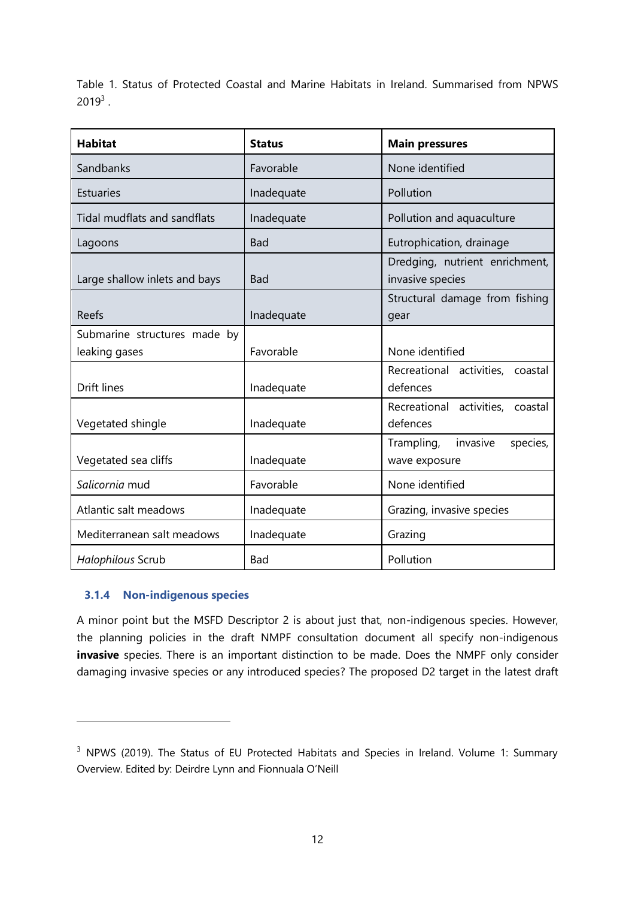Table 1. Status of Protected Coastal and Marine Habitats in Ireland. Summarised from NPWS 2019[3] .

| Habitat | Status | Main pressures |
|---|---|---|
| Sandbanks | Favorable | None identified |
| Estuaries | Inadequate | Pollution |
| Tidal mudflats and sandflats | Inadequate | Pollution and aquaculture |
| Lagoons | Bad | Eutrophication, drainage |
| Large shallow inlets and bays | Bad | Dredging, nutrient enrichment, invasive species |
| Reefs | Inadequate | Structural damage from fishing gear |
| Submarine structures made by leaking gases | Favorable | None identified |
| Drift lines | Inadequate | Recreational activities, coastal defences |
| Vegetated shingle | Inadequate | Recreational activities, coastal defences |
| Vegetated sea cliffs | Inadequate | Trampling, invasive species, wave exposure |
| *Salicornia* mud | Favorable | None identified |
| Atlantic salt meadows | Inadequate | Grazing, invasive species |
| Mediterranean salt meadows | Inadequate | Grazing |
| *Halophilous* Scrub | Bad | Pollution |

### 3.1.4 Non-indigenous species

A minor point but the MSFD Descriptor 2 is about just that, non-indigenous species. However, the planning policies in the draft NMPF consultation document all specify non-indigenous **invasive** species. There is an important distinction to be made. Does the NMPF only consider damaging invasive species or any introduced species? The proposed D2 target in the latest draft

[3] NPWS (2019). The Status of EU Protected Habitats and Species in Ireland. Volume 1: Summary Overview. Edited by: Deirdre Lynn and Fionnuala O'Neill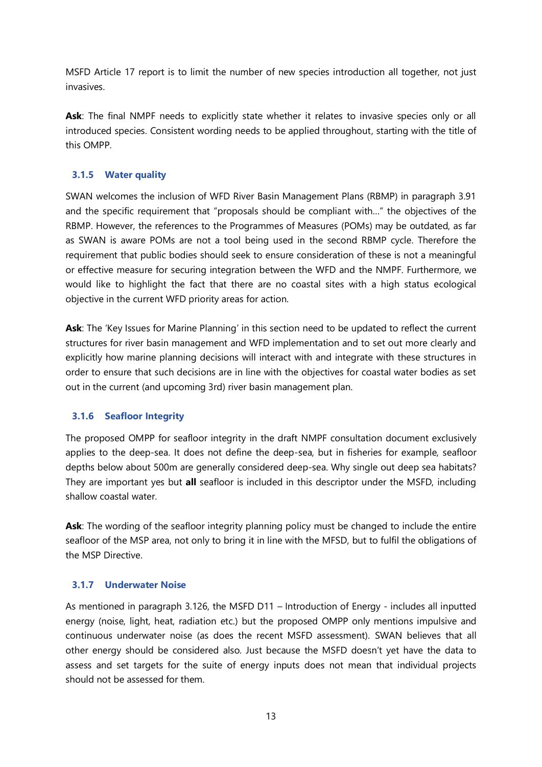MSFD Article 17 report is to limit the number of new species introduction all together, not just invasives.

**Ask**: The final NMPF needs to explicitly state whether it relates to invasive species only or all introduced species. Consistent wording needs to be applied throughout, starting with the title of this OMPP.

### 3.1.5 Water quality

SWAN welcomes the inclusion of WFD River Basin Management Plans (RBMP) in paragraph 3.91 and the specific requirement that "proposals should be compliant with…" the objectives of the RBMP. However, the references to the Programmes of Measures (POMs) may be outdated, as far as SWAN is aware POMs are not a tool being used in the second RBMP cycle. Therefore the requirement that public bodies should seek to ensure consideration of these is not a meaningful or effective measure for securing integration between the WFD and the NMPF. Furthermore, we would like to highlight the fact that there are no coastal sites with a high status ecological objective in the current WFD priority areas for action.

**Ask**: The 'Key Issues for Marine Planning' in this section need to be updated to reflect the current structures for river basin management and WFD implementation and to set out more clearly and explicitly how marine planning decisions will interact with and integrate with these structures in order to ensure that such decisions are in line with the objectives for coastal water bodies as set out in the current (and upcoming 3rd) river basin management plan.

### 3.1.6 Seafloor Integrity

The proposed OMPP for seafloor integrity in the draft NMPF consultation document exclusively applies to the deep-sea. It does not define the deep-sea, but in fisheries for example, seafloor depths below about 500m are generally considered deep-sea. Why single out deep sea habitats? They are important yes but **all** seafloor is included in this descriptor under the MSFD, including shallow coastal water.

**Ask**: The wording of the seafloor integrity planning policy must be changed to include the entire seafloor of the MSP area, not only to bring it in line with the MFSD, but to fulfil the obligations of the MSP Directive.

### 3.1.7 Underwater Noise

As mentioned in paragraph 3.126, the MSFD D11 – Introduction of Energy - includes all inputted energy (noise, light, heat, radiation etc.) but the proposed OMPP only mentions impulsive and continuous underwater noise (as does the recent MSFD assessment). SWAN believes that all other energy should be considered also. Just because the MSFD doesn't yet have the data to assess and set targets for the suite of energy inputs does not mean that individual projects should not be assessed for them.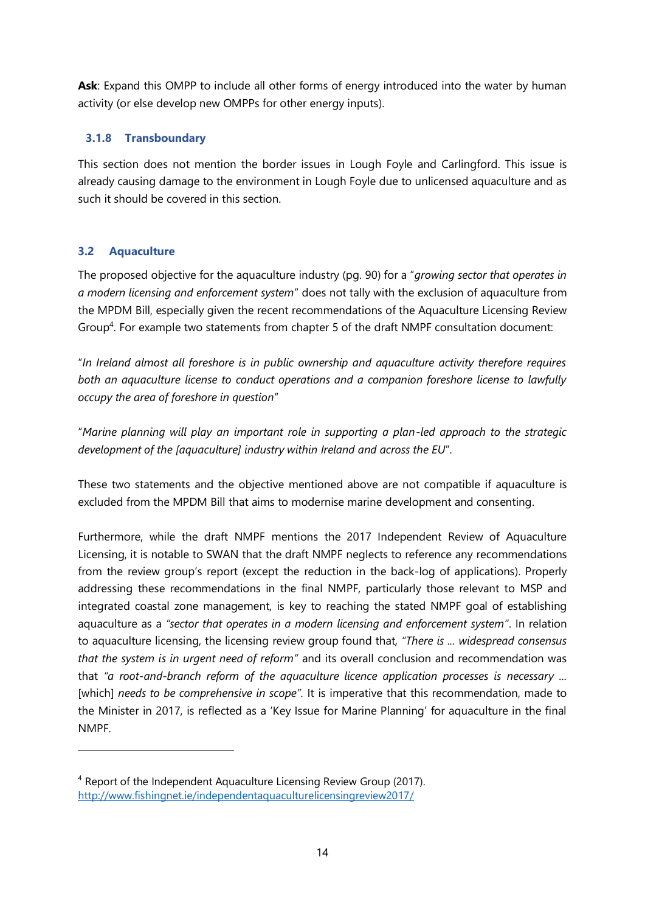**Ask**: Expand this OMPP to include all other forms of energy introduced into the water by human activity (or else develop new OMPPs for other energy inputs).

### 3.1.8 Transboundary

This section does not mention the border issues in Lough Foyle and Carlingford. This issue is already causing damage to the environment in Lough Foyle due to unlicensed aquaculture and as such it should be covered in this section.

## 3.2 Aquaculture

The proposed objective for the aquaculture industry (pg. 90) for a "*growing sector that operates in a modern licensing and enforcement system*" does not tally with the exclusion of aquaculture from the MPDM Bill, especially given the recent recommendations of the Aquaculture Licensing Review Group[4]. For example two statements from chapter 5 of the draft NMPF consultation document:

"*In Ireland almost all foreshore is in public ownership and aquaculture activity therefore requires both an aquaculture license to conduct operations and a companion foreshore license to lawfully occupy the area of foreshore in question*"

"*Marine planning will play an important role in supporting a plan-led approach to the strategic development of the [aquaculture] industry within Ireland and across the EU*".

These two statements and the objective mentioned above are not compatible if aquaculture is excluded from the MPDM Bill that aims to modernise marine development and consenting.

Furthermore, while the draft NMPF mentions the 2017 Independent Review of Aquaculture Licensing, it is notable to SWAN that the draft NMPF neglects to reference any recommendations from the review group's report (except the reduction in the back-log of applications). Properly addressing these recommendations in the final NMPF, particularly those relevant to MSP and integrated coastal zone management, is key to reaching the stated NMPF goal of establishing aquaculture as a *"sector that operates in a modern licensing and enforcement system"*. In relation to aquaculture licensing, the licensing review group found that*, "There is … widespread consensus that the system is in urgent need of reform"* and its overall conclusion and recommendation was that *"a root-and-branch reform of the aquaculture licence application processes is necessary …* [which] *needs to be comprehensive in scope"*. It is imperative that this recommendation, made to the Minister in 2017, is reflected as a 'Key Issue for Marine Planning' for aquaculture in the final NMPF.

---

[4] Report of the Independent Aquaculture Licensing Review Group (2017). http://www.fishingnet.ie/independentaquaculturelicensingreview2017/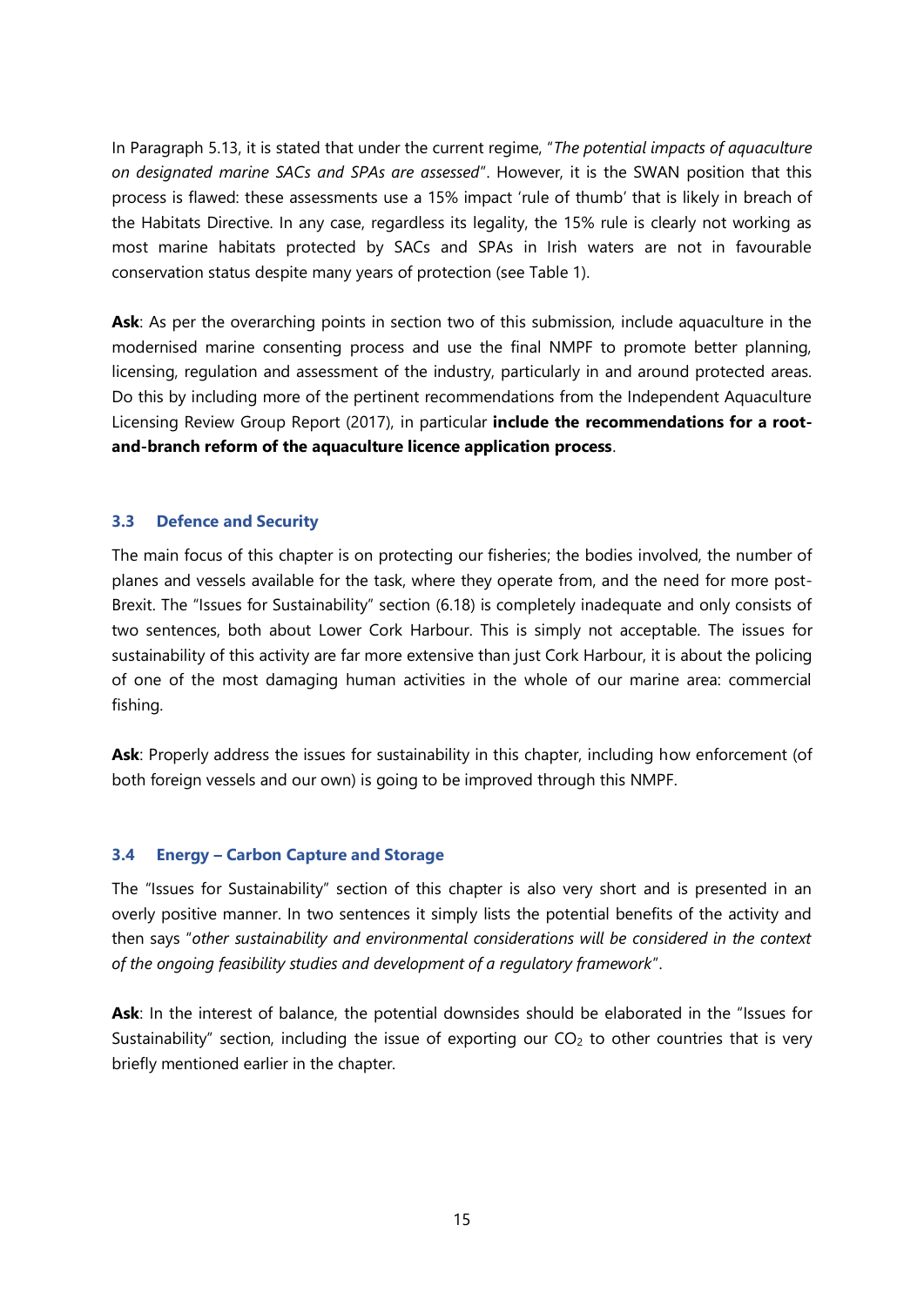In Paragraph 5.13, it is stated that under the current regime, "*The potential impacts of aquaculture on designated marine SACs and SPAs are assessed*". However, it is the SWAN position that this process is flawed: these assessments use a 15% impact 'rule of thumb' that is likely in breach of the Habitats Directive. In any case, regardless its legality, the 15% rule is clearly not working as most marine habitats protected by SACs and SPAs in Irish waters are not in favourable conservation status despite many years of protection (see Table 1).

**Ask**: As per the overarching points in section two of this submission, include aquaculture in the modernised marine consenting process and use the final NMPF to promote better planning, licensing, regulation and assessment of the industry, particularly in and around protected areas. Do this by including more of the pertinent recommendations from the Independent Aquaculture Licensing Review Group Report (2017), in particular **include the recommendations for a root-and-branch reform of the aquaculture licence application process**.

### 3.3 Defence and Security

The main focus of this chapter is on protecting our fisheries; the bodies involved, the number of planes and vessels available for the task, where they operate from, and the need for more post-Brexit. The "Issues for Sustainability" section (6.18) is completely inadequate and only consists of two sentences, both about Lower Cork Harbour. This is simply not acceptable. The issues for sustainability of this activity are far more extensive than just Cork Harbour, it is about the policing of one of the most damaging human activities in the whole of our marine area: commercial fishing.

**Ask**: Properly address the issues for sustainability in this chapter, including how enforcement (of both foreign vessels and our own) is going to be improved through this NMPF.

### 3.4 Energy – Carbon Capture and Storage

The "Issues for Sustainability" section of this chapter is also very short and is presented in an overly positive manner. In two sentences it simply lists the potential benefits of the activity and then says "*other sustainability and environmental considerations will be considered in the context of the ongoing feasibility studies and development of a regulatory framework*".

**Ask**: In the interest of balance, the potential downsides should be elaborated in the "Issues for Sustainability" section, including the issue of exporting our $CO_2$ to other countries that is very briefly mentioned earlier in the chapter.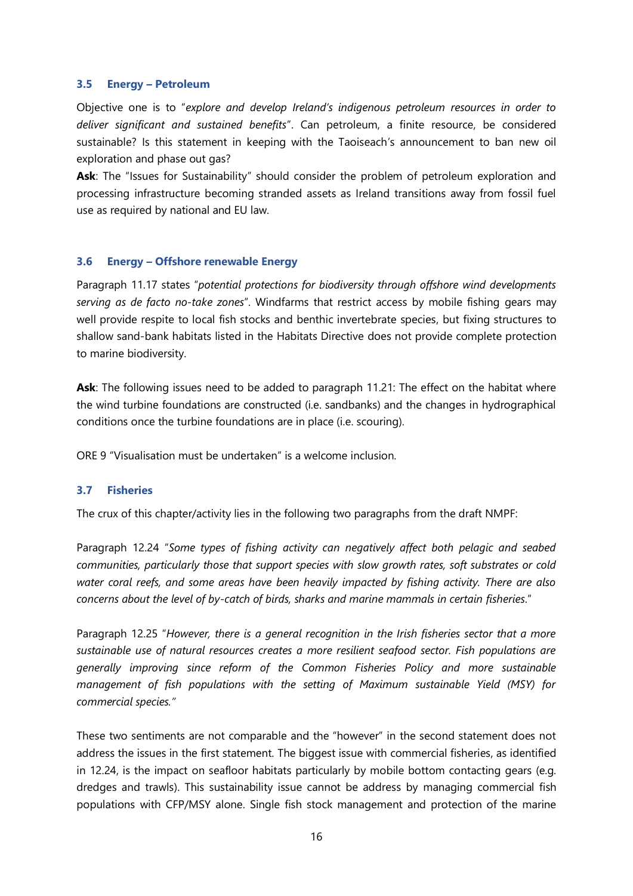### 3.5 Energy – Petroleum

Objective one is to "*explore and develop Ireland's indigenous petroleum resources in order to deliver significant and sustained benefits*". Can petroleum, a finite resource, be considered sustainable? Is this statement in keeping with the Taoiseach's announcement to ban new oil exploration and phase out gas?

**Ask**: The "Issues for Sustainability" should consider the problem of petroleum exploration and processing infrastructure becoming stranded assets as Ireland transitions away from fossil fuel use as required by national and EU law.

### 3.6 Energy – Offshore renewable Energy

Paragraph 11.17 states "*potential protections for biodiversity through offshore wind developments serving as de facto no-take zones*". Windfarms that restrict access by mobile fishing gears may well provide respite to local fish stocks and benthic invertebrate species, but fixing structures to shallow sand-bank habitats listed in the Habitats Directive does not provide complete protection to marine biodiversity.

**Ask**: The following issues need to be added to paragraph 11.21: The effect on the habitat where the wind turbine foundations are constructed (i.e. sandbanks) and the changes in hydrographical conditions once the turbine foundations are in place (i.e. scouring).

ORE 9 "Visualisation must be undertaken" is a welcome inclusion.

### 3.7 Fisheries

The crux of this chapter/activity lies in the following two paragraphs from the draft NMPF:

Paragraph 12.24 "*Some types of fishing activity can negatively affect both pelagic and seabed communities, particularly those that support species with slow growth rates, soft substrates or cold water coral reefs, and some areas have been heavily impacted by fishing activity. There are also concerns about the level of by-catch of birds, sharks and marine mammals in certain fisheries.*"

Paragraph 12.25 "*However, there is a general recognition in the Irish fisheries sector that a more sustainable use of natural resources creates a more resilient seafood sector. Fish populations are generally improving since reform of the Common Fisheries Policy and more sustainable management of fish populations with the setting of Maximum sustainable Yield (MSY) for commercial species.*"

These two sentiments are not comparable and the "however" in the second statement does not address the issues in the first statement. The biggest issue with commercial fisheries, as identified in 12.24, is the impact on seafloor habitats particularly by mobile bottom contacting gears (e.g. dredges and trawls). This sustainability issue cannot be address by managing commercial fish populations with CFP/MSY alone. Single fish stock management and protection of the marine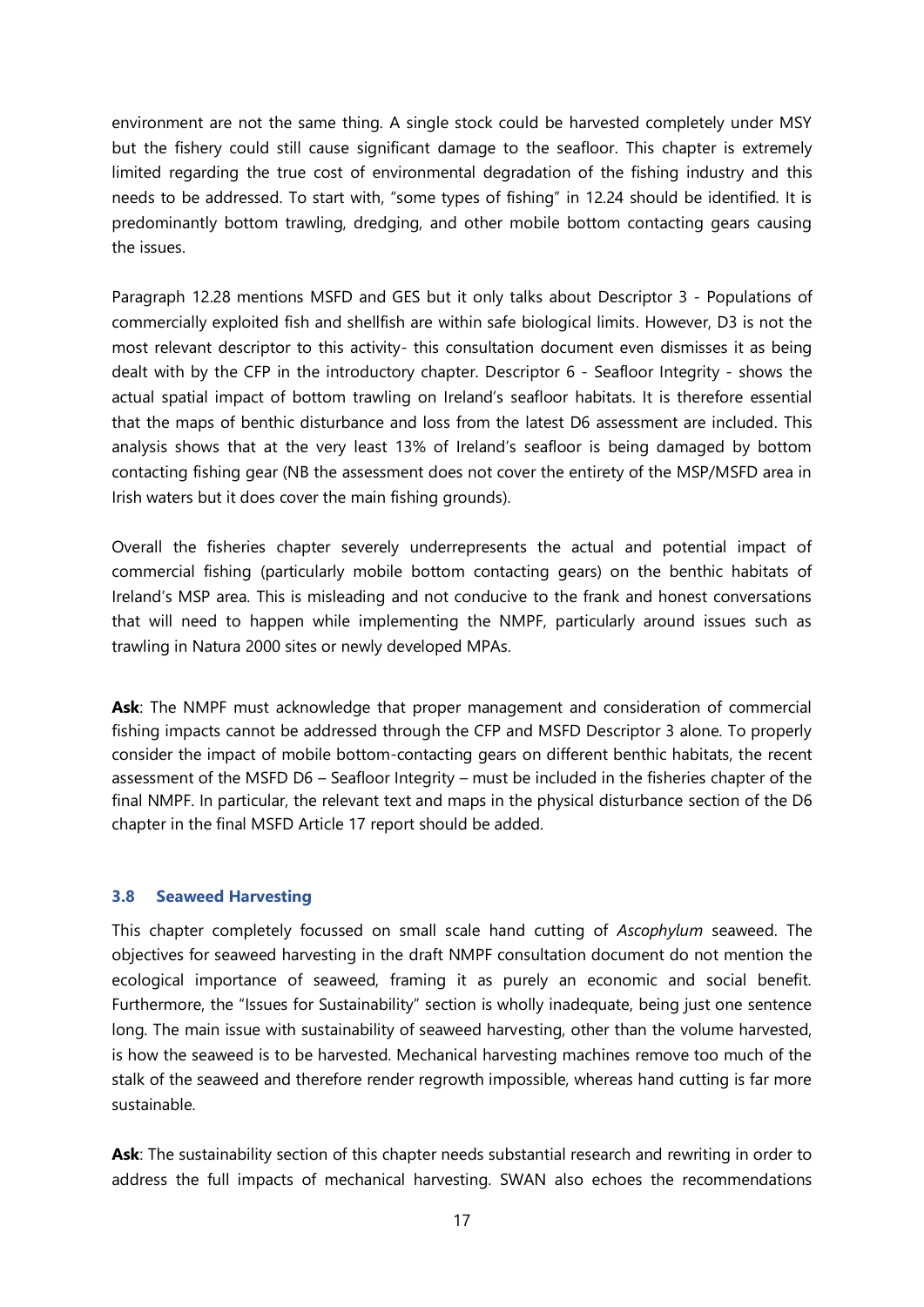environment are not the same thing. A single stock could be harvested completely under MSY but the fishery could still cause significant damage to the seafloor. This chapter is extremely limited regarding the true cost of environmental degradation of the fishing industry and this needs to be addressed. To start with, "some types of fishing" in 12.24 should be identified. It is predominantly bottom trawling, dredging, and other mobile bottom contacting gears causing the issues.

Paragraph 12.28 mentions MSFD and GES but it only talks about Descriptor 3 - Populations of commercially exploited fish and shellfish are within safe biological limits. However, D3 is not the most relevant descriptor to this activity- this consultation document even dismisses it as being dealt with by the CFP in the introductory chapter. Descriptor 6 - Seafloor Integrity - shows the actual spatial impact of bottom trawling on Ireland's seafloor habitats. It is therefore essential that the maps of benthic disturbance and loss from the latest D6 assessment are included. This analysis shows that at the very least 13% of Ireland's seafloor is being damaged by bottom contacting fishing gear (NB the assessment does not cover the entirety of the MSP/MSFD area in Irish waters but it does cover the main fishing grounds).

Overall the fisheries chapter severely underrepresents the actual and potential impact of commercial fishing (particularly mobile bottom contacting gears) on the benthic habitats of Ireland's MSP area. This is misleading and not conducive to the frank and honest conversations that will need to happen while implementing the NMPF, particularly around issues such as trawling in Natura 2000 sites or newly developed MPAs.

**Ask**: The NMPF must acknowledge that proper management and consideration of commercial fishing impacts cannot be addressed through the CFP and MSFD Descriptor 3 alone. To properly consider the impact of mobile bottom-contacting gears on different benthic habitats, the recent assessment of the MSFD D6 – Seafloor Integrity – must be included in the fisheries chapter of the final NMPF. In particular, the relevant text and maps in the physical disturbance section of the D6 chapter in the final MSFD Article 17 report should be added.

### 3.8 Seaweed Harvesting

This chapter completely focussed on small scale hand cutting of *Ascophylum* seaweed. The objectives for seaweed harvesting in the draft NMPF consultation document do not mention the ecological importance of seaweed, framing it as purely an economic and social benefit. Furthermore, the "Issues for Sustainability" section is wholly inadequate, being just one sentence long. The main issue with sustainability of seaweed harvesting, other than the volume harvested, is how the seaweed is to be harvested. Mechanical harvesting machines remove too much of the stalk of the seaweed and therefore render regrowth impossible, whereas hand cutting is far more sustainable.

**Ask**: The sustainability section of this chapter needs substantial research and rewriting in order to address the full impacts of mechanical harvesting. SWAN also echoes the recommendations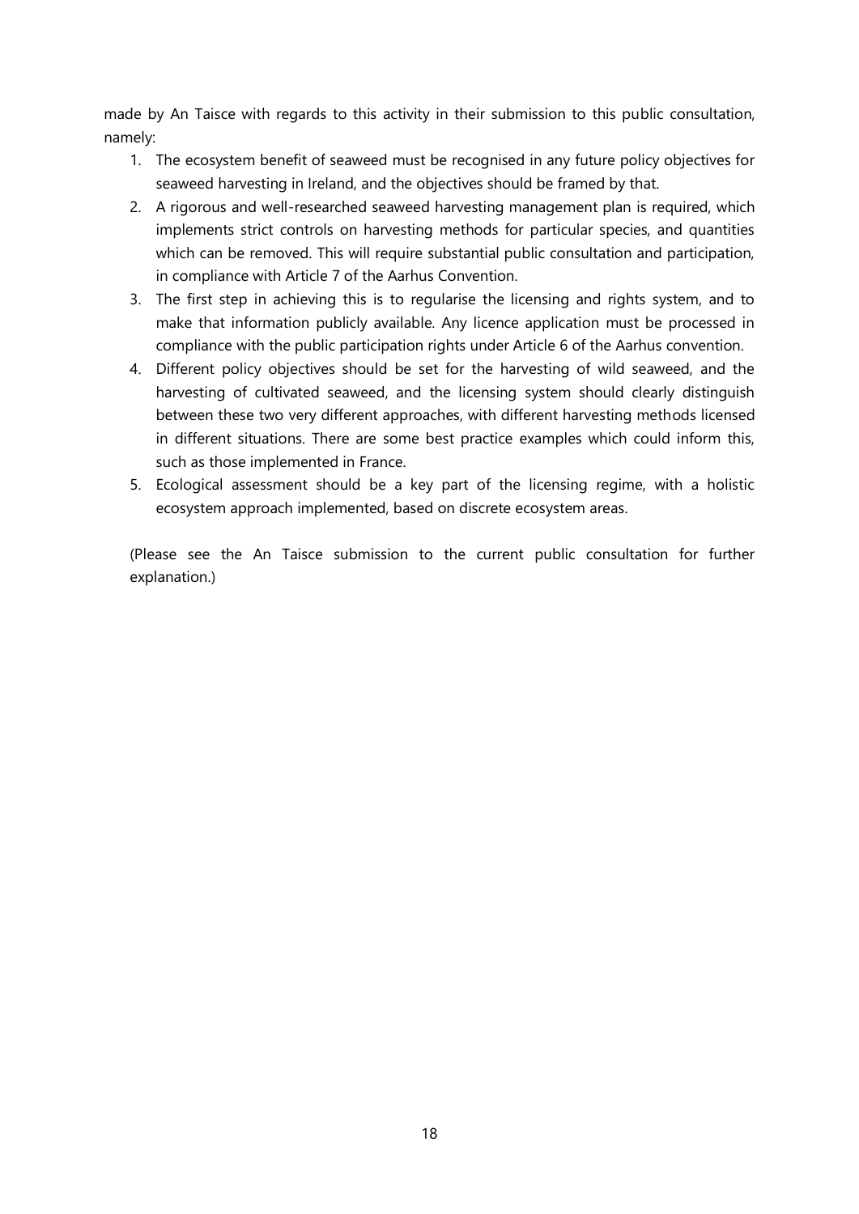made by An Taisce with regards to this activity in their submission to this public consultation, namely:

1. The ecosystem benefit of seaweed must be recognised in any future policy objectives for seaweed harvesting in Ireland, and the objectives should be framed by that.
2. A rigorous and well-researched seaweed harvesting management plan is required, which implements strict controls on harvesting methods for particular species, and quantities which can be removed. This will require substantial public consultation and participation, in compliance with Article 7 of the Aarhus Convention.
3. The first step in achieving this is to regularise the licensing and rights system, and to make that information publicly available. Any licence application must be processed in compliance with the public participation rights under Article 6 of the Aarhus convention.
4. Different policy objectives should be set for the harvesting of wild seaweed, and the harvesting of cultivated seaweed, and the licensing system should clearly distinguish between these two very different approaches, with different harvesting methods licensed in different situations. There are some best practice examples which could inform this, such as those implemented in France.
5. Ecological assessment should be a key part of the licensing regime, with a holistic ecosystem approach implemented, based on discrete ecosystem areas.

(Please see the An Taisce submission to the current public consultation for further explanation.)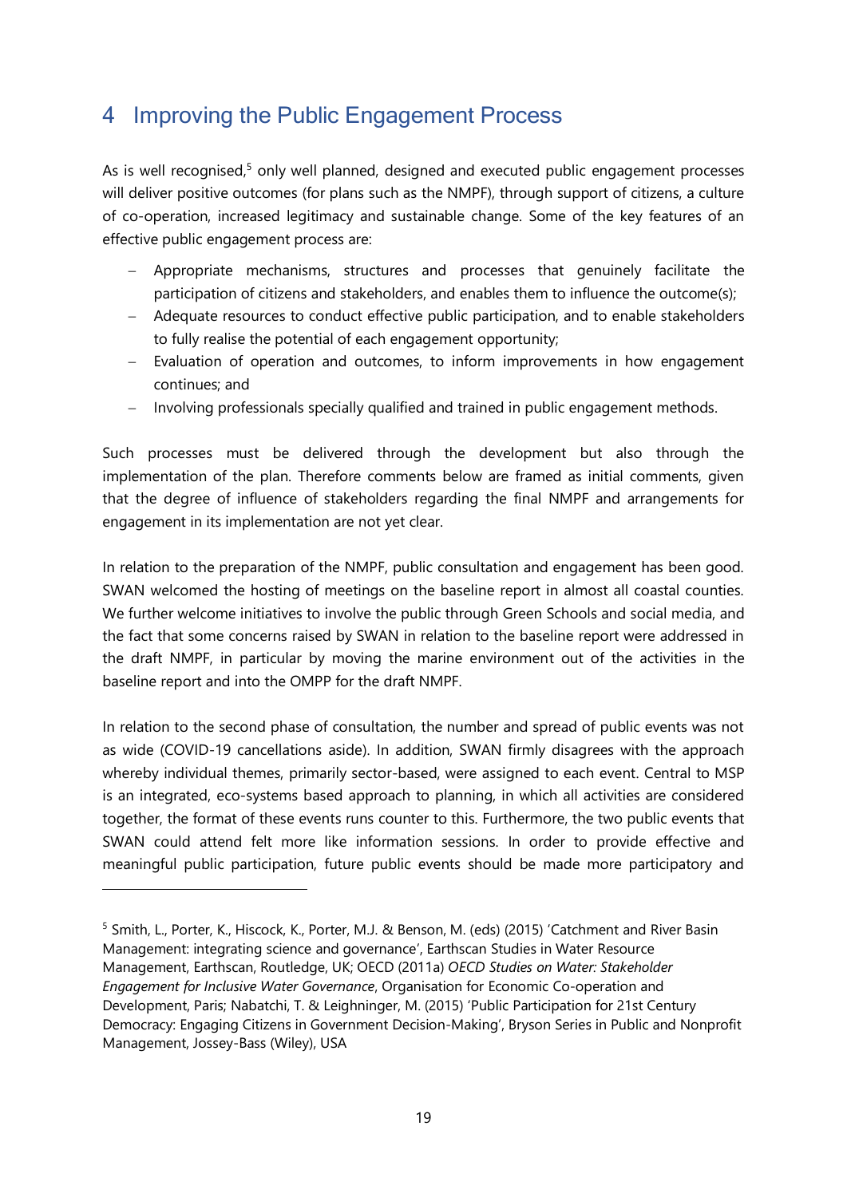# 4 Improving the Public Engagement Process

As is well recognised,[5] only well planned, designed and executed public engagement processes will deliver positive outcomes (for plans such as the NMPF), through support of citizens, a culture of co-operation, increased legitimacy and sustainable change. Some of the key features of an effective public engagement process are:

- Appropriate mechanisms, structures and processes that genuinely facilitate the participation of citizens and stakeholders, and enables them to influence the outcome(s);
- Adequate resources to conduct effective public participation, and to enable stakeholders to fully realise the potential of each engagement opportunity;
- Evaluation of operation and outcomes, to inform improvements in how engagement continues; and
- Involving professionals specially qualified and trained in public engagement methods.

Such processes must be delivered through the development but also through the implementation of the plan. Therefore comments below are framed as initial comments, given that the degree of influence of stakeholders regarding the final NMPF and arrangements for engagement in its implementation are not yet clear.

In relation to the preparation of the NMPF, public consultation and engagement has been good. SWAN welcomed the hosting of meetings on the baseline report in almost all coastal counties. We further welcome initiatives to involve the public through Green Schools and social media, and the fact that some concerns raised by SWAN in relation to the baseline report were addressed in the draft NMPF, in particular by moving the marine environment out of the activities in the baseline report and into the OMPP for the draft NMPF.

In relation to the second phase of consultation, the number and spread of public events was not as wide (COVID-19 cancellations aside). In addition, SWAN firmly disagrees with the approach whereby individual themes, primarily sector-based, were assigned to each event. Central to MSP is an integrated, eco-systems based approach to planning, in which all activities are considered together, the format of these events runs counter to this. Furthermore, the two public events that SWAN could attend felt more like information sessions. In order to provide effective and meaningful public participation, future public events should be made more participatory and

[5] Smith, L., Porter, K., Hiscock, K., Porter, M.J. & Benson, M. (eds) (2015) 'Catchment and River Basin Management: integrating science and governance', Earthscan Studies in Water Resource Management, Earthscan, Routledge, UK; OECD (2011a) *OECD Studies on Water: Stakeholder Engagement for Inclusive Water Governance*, Organisation for Economic Co-operation and Development, Paris; Nabatchi, T. & Leighninger, M. (2015) 'Public Participation for 21st Century Democracy: Engaging Citizens in Government Decision-Making', Bryson Series in Public and Nonprofit Management, Jossey-Bass (Wiley), USA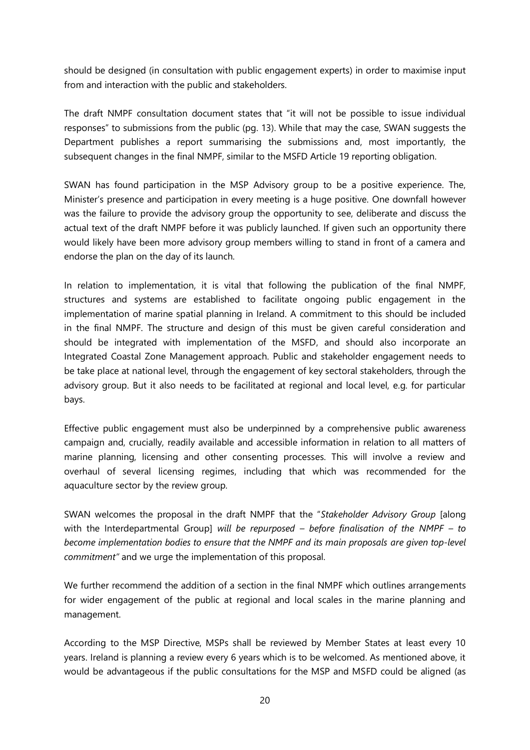should be designed (in consultation with public engagement experts) in order to maximise input from and interaction with the public and stakeholders.

The draft NMPF consultation document states that "it will not be possible to issue individual responses" to submissions from the public (pg. 13). While that may the case, SWAN suggests the Department publishes a report summarising the submissions and, most importantly, the subsequent changes in the final NMPF, similar to the MSFD Article 19 reporting obligation.

SWAN has found participation in the MSP Advisory group to be a positive experience. The, Minister's presence and participation in every meeting is a huge positive. One downfall however was the failure to provide the advisory group the opportunity to see, deliberate and discuss the actual text of the draft NMPF before it was publicly launched. If given such an opportunity there would likely have been more advisory group members willing to stand in front of a camera and endorse the plan on the day of its launch.

In relation to implementation, it is vital that following the publication of the final NMPF, structures and systems are established to facilitate ongoing public engagement in the implementation of marine spatial planning in Ireland. A commitment to this should be included in the final NMPF. The structure and design of this must be given careful consideration and should be integrated with implementation of the MSFD, and should also incorporate an Integrated Coastal Zone Management approach. Public and stakeholder engagement needs to be take place at national level, through the engagement of key sectoral stakeholders, through the advisory group. But it also needs to be facilitated at regional and local level, e.g. for particular bays.

Effective public engagement must also be underpinned by a comprehensive public awareness campaign and, crucially, readily available and accessible information in relation to all matters of marine planning, licensing and other consenting processes. This will involve a review and overhaul of several licensing regimes, including that which was recommended for the aquaculture sector by the review group.

SWAN welcomes the proposal in the draft NMPF that the "*Stakeholder Advisory Group* [along with the Interdepartmental Group] *will be repurposed – before finalisation of the NMPF – to become implementation bodies to ensure that the NMPF and its main proposals are given top-level commitment"* and we urge the implementation of this proposal.

We further recommend the addition of a section in the final NMPF which outlines arrangements for wider engagement of the public at regional and local scales in the marine planning and management.

According to the MSP Directive, MSPs shall be reviewed by Member States at least every 10 years. Ireland is planning a review every 6 years which is to be welcomed. As mentioned above, it would be advantageous if the public consultations for the MSP and MSFD could be aligned (as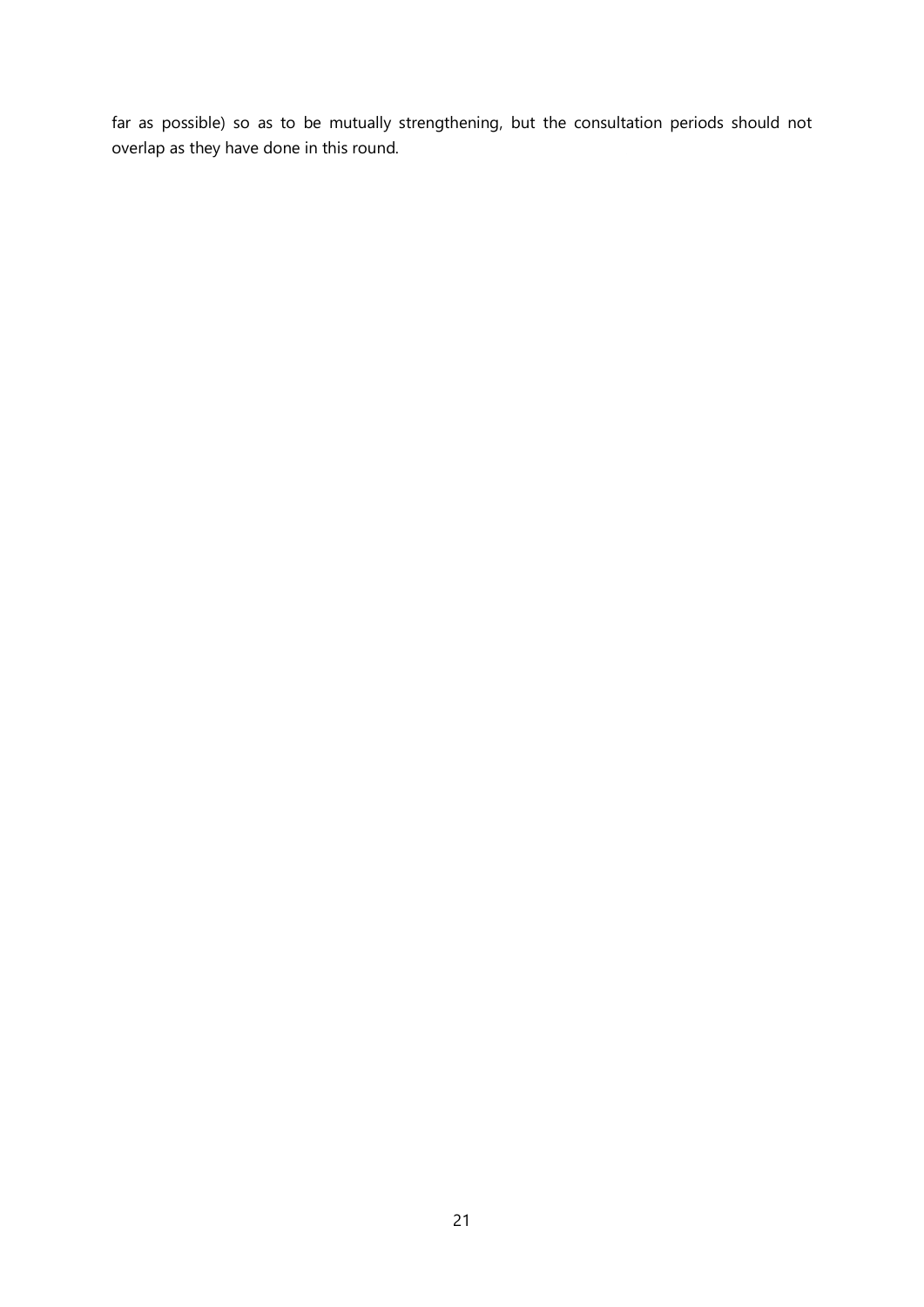far as possible) so as to be mutually strengthening, but the consultation periods should not overlap as they have done in this round.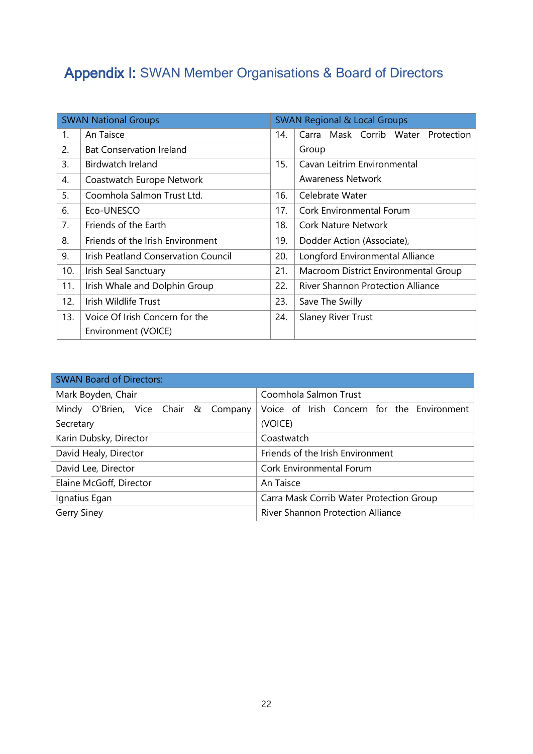## Appendix I: SWAN Member Organisations & Board of Directors

| SWAN National Groups | | SWAN Regional & Local Groups | |
|---|---|---|---|
| 1. | An Taisce | 14. | Carra Mask Corrib Water Protection Group |
| 2. | Bat Conservation Ireland | | |
| 3. | Birdwatch Ireland | 15. | Cavan Leitrim Environmental Awareness Network |
| 4. | Coastwatch Europe Network | | |
| 5. | Coomhola Salmon Trust Ltd. | 16. | Celebrate Water |
| 6. | Eco-UNESCO | 17. | Cork Environmental Forum |
| 7. | Friends of the Earth | 18. | Cork Nature Network |
| 8. | Friends of the Irish Environment | 19. | Dodder Action (Associate), |
| 9. | Irish Peatland Conservation Council | 20. | Longford Environmental Alliance |
| 10. | Irish Seal Sanctuary | 21. | Macroom District Environmental Group |
| 11. | Irish Whale and Dolphin Group | 22. | River Shannon Protection Alliance |
| 12. | Irish Wildlife Trust | 23. | Save The Swilly |
| 13. | Voice Of Irish Concern for the Environment (VOICE) | 24. | Slaney River Trust |

| SWAN Board of Directors: | |
|---|---|
| Mark Boyden, Chair | Coomhola Salmon Trust |
| Mindy O'Brien, Vice Chair & Company Secretary | Voice of Irish Concern for the Environment (VOICE) |
| Karin Dubsky, Director | Coastwatch |
| David Healy, Director | Friends of the Irish Environment |
| David Lee, Director | Cork Environmental Forum |
| Elaine McGoff, Director | An Taisce |
| Ignatius Egan | Carra Mask Corrib Water Protection Group |
| Gerry Siney | River Shannon Protection Alliance |